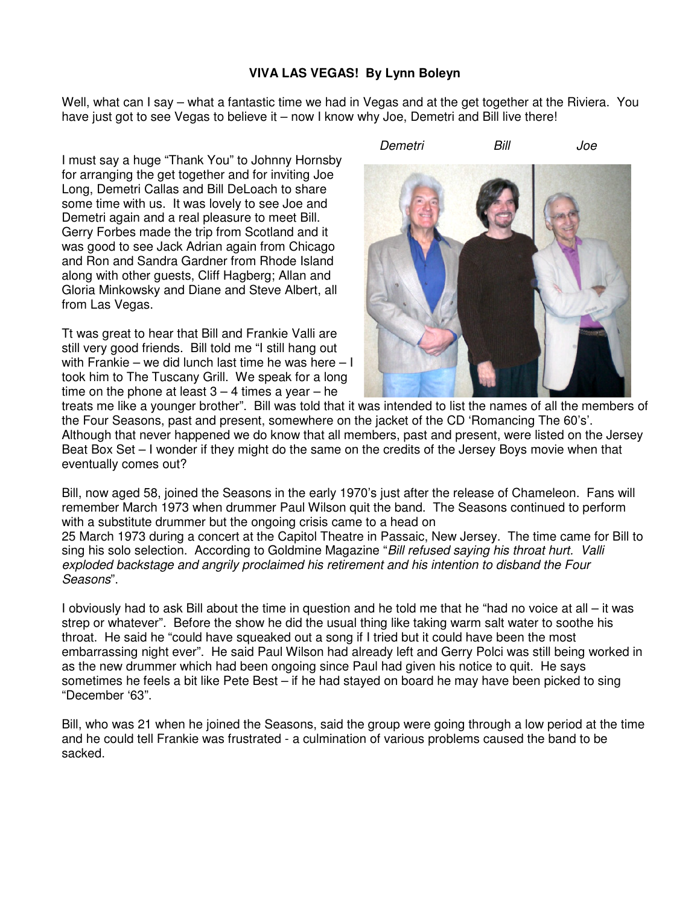**VIVA LAS VEGAS! By Lynn Boleyn**

Well, what can I say – what a fantastic time we had in Vegas and at the get together at the Riviera. You have just got to see Vegas to believe it – now I know why Joe, Demetri and Bill live there!

*Demetri Bill Joe*

I must say a huge "Thank You" to Johnny Hornsby for arranging the get together and for inviting Joe Long, Demetri Callas and Bill DeLoach to share some time with us. It was lovely to see Joe and Demetri again and a real pleasure to meet Bill. Gerry Forbes made the trip from Scotland and it was good to see Jack Adrian again from Chicago and Ron and Sandra Gardner from Rhode Island along with other guests, Cliff Hagberg; Allan and Gloria Minkowsky and Diane and Steve Albert, all from Las Vegas.

Tt was great to hear that Bill and Frankie Valli are still very good friends. Bill told me "I still hang out with Frankie – we did lunch last time he was here – I took him to The Tuscany Grill. We speak for a long time on the phone at least 3 – 4 times a year – he treats me like a younger brother". Bill was told that it was intended to list the names of all the members of the Four Seasons, past and present, somewhere on the jacket of the CD 'Romancing The 60's'. Although that never happened we do know that all members, past and present, were listed on the Jersey Beat Box Set – I wonder if they might do the same on the credits of the Jersey Boys movie when that eventually comes out?

Bill, now aged 58, joined the Seasons in the early 1970's just after the release of Chameleon. Fans will remember March 1973 when drummer Paul Wilson quit the band. The Seasons continued to perform with a substitute drummer but the ongoing crisis came to a head on 25 March 1973 during a concert at the Capitol Theatre in Passaic, New Jersey. The time came for Bill to sing his solo selection. According to Goldmine Magazine "*Bill refused saying his throat hurt. Valli exploded backstage and angrily proclaimed his retirement and his intention to disband the Four Seasons*".

I obviously had to ask Bill about the time in question and he told me that he "had no voice at all – it was strep or whatever". Before the show he did the usual thing like taking warm salt water to soothe his throat. He said he "could have squeaked out a song if I tried but it could have been the most embarrassing night ever". He said Paul Wilson had already left and Gerry Polci was still being worked in as the new drummer which had been ongoing since Paul had given his notice to quit. He says sometimes he feels a bit like Pete Best – if he had stayed on board he may have been picked to sing "December '63".

Bill, who was 21 when he joined the Seasons, said the group were going through a low period at the time and he could tell Frankie was frustrated - a culmination of various problems caused the band to be sacked.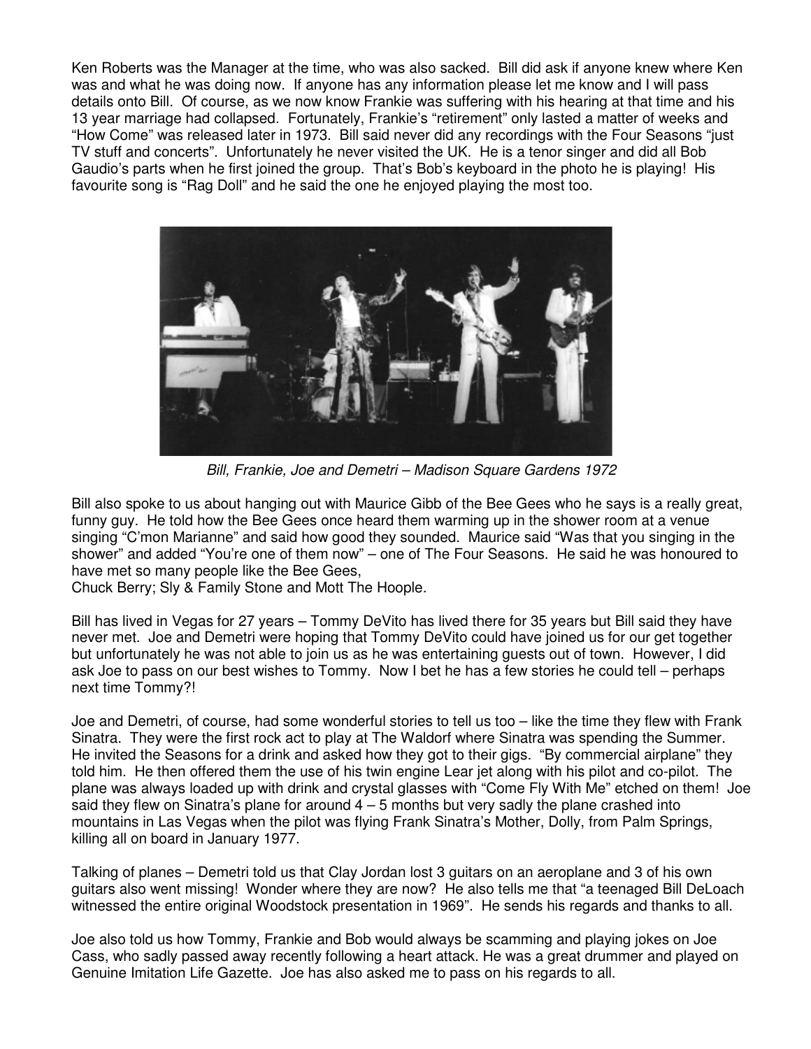Ken Roberts was the Manager at the time, who was also sacked. Bill did ask if anyone knew where Ken was and what he was doing now. If anyone has any information please let me know and I will pass details onto Bill. Of course, as we now know Frankie was suffering with his hearing at that time and his 13 year marriage had collapsed. Fortunately, Frankie's "retirement" only lasted a matter of weeks and "How Come" was released later in 1973. Bill said never did any recordings with the Four Seasons "just TV stuff and concerts". Unfortunately he never visited the UK. He is a tenor singer and did all Bob Gaudio's parts when he first joined the group. That's Bob's keyboard in the photo he is playing! His favourite song is "Rag Doll" and he said the one he enjoyed playing the most too.

*Bill, Frankie, Joe and Demetri – Madison Square Gardens 1972*

Bill also spoke to us about hanging out with Maurice Gibb of the Bee Gees who he says is a really great, funny guy. He told how the Bee Gees once heard them warming up in the shower room at a venue singing "C'mon Marianne" and said how good they sounded. Maurice said "Was that you singing in the shower" and added "You're one of them now" – one of The Four Seasons. He said he was honoured to have met so many people like the Bee Gees,
Chuck Berry; Sly & Family Stone and Mott The Hoople.

Bill has lived in Vegas for 27 years – Tommy DeVito has lived there for 35 years but Bill said they have never met. Joe and Demetri were hoping that Tommy DeVito could have joined us for our get together but unfortunately he was not able to join us as he was entertaining guests out of town. However, I did ask Joe to pass on our best wishes to Tommy. Now I bet he has a few stories he could tell – perhaps next time Tommy?!

Joe and Demetri, of course, had some wonderful stories to tell us too – like the time they flew with Frank Sinatra. They were the first rock act to play at The Waldorf where Sinatra was spending the Summer. He invited the Seasons for a drink and asked how they got to their gigs. "By commercial airplane" they told him. He then offered them the use of his twin engine Lear jet along with his pilot and co-pilot. The plane was always loaded up with drink and crystal glasses with "Come Fly With Me" etched on them! Joe said they flew on Sinatra's plane for around 4 – 5 months but very sadly the plane crashed into mountains in Las Vegas when the pilot was flying Frank Sinatra's Mother, Dolly, from Palm Springs, killing all on board in January 1977.

Talking of planes – Demetri told us that Clay Jordan lost 3 guitars on an aeroplane and 3 of his own guitars also went missing! Wonder where they are now? He also tells me that "a teenaged Bill DeLoach witnessed the entire original Woodstock presentation in 1969". He sends his regards and thanks to all.

Joe also told us how Tommy, Frankie and Bob would always be scamming and playing jokes on Joe Cass, who sadly passed away recently following a heart attack. He was a great drummer and played on Genuine Imitation Life Gazette. Joe has also asked me to pass on his regards to all.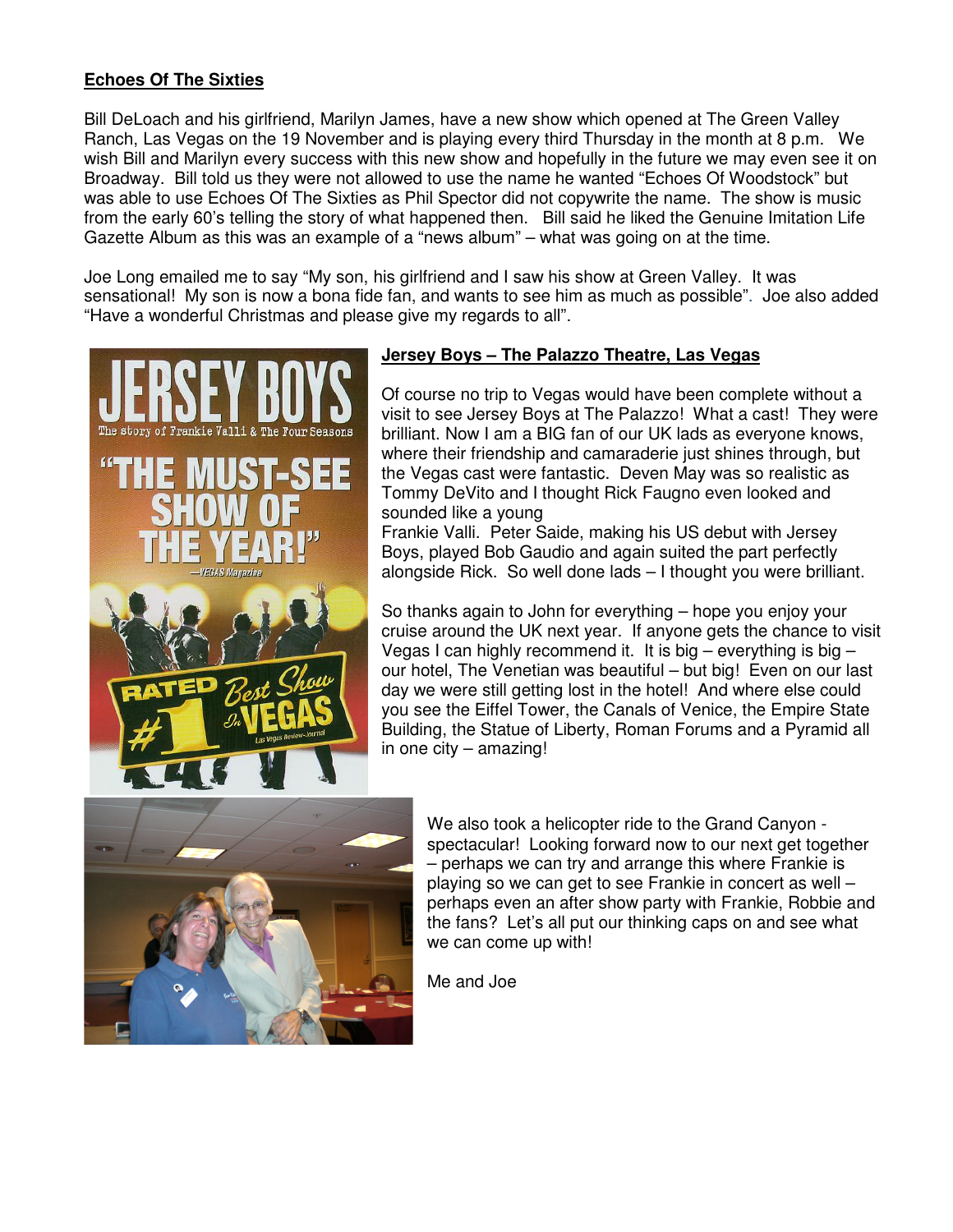**Echoes Of The Sixties**

Bill DeLoach and his girlfriend, Marilyn James, have a new show which opened at The Green Valley Ranch, Las Vegas on the 19 November and is playing every third Thursday in the month at 8 p.m. We wish Bill and Marilyn every success with this new show and hopefully in the future we may even see it on Broadway. Bill told us they were not allowed to use the name he wanted "Echoes Of Woodstock" but was able to use Echoes Of The Sixties as Phil Spector did not copywrite the name. The show is music from the early 60's telling the story of what happened then. Bill said he liked the Genuine Imitation Life Gazette Album as this was an example of a "news album" – what was going on at the time.

Joe Long emailed me to say "My son, his girlfriend and I saw his show at Green Valley. It was sensational! My son is now a bona fide fan, and wants to see him as much as possible". Joe also added "Have a wonderful Christmas and please give my regards to all".

**Jersey Boys – The Palazzo Theatre, Las Vegas**

Of course no trip to Vegas would have been complete without a visit to see Jersey Boys at The Palazzo! What a cast! They were brilliant. Now I am a BIG fan of our UK lads as everyone knows, where their friendship and camaraderie just shines through, but the Vegas cast were fantastic. Deven May was so realistic as Tommy DeVito and I thought Rick Faugno even looked and sounded like a young Frankie Valli. Peter Saide, making his US debut with Jersey Boys, played Bob Gaudio and again suited the part perfectly alongside Rick. So well done lads – I thought you were brilliant.

So thanks again to John for everything – hope you enjoy your cruise around the UK next year. If anyone gets the chance to visit Vegas I can highly recommend it. It is big – everything is big – our hotel, The Venetian was beautiful – but big! Even on our last day we were still getting lost in the hotel! And where else could you see the Eiffel Tower, the Canals of Venice, the Empire State Building, the Statue of Liberty, Roman Forums and a Pyramid all in one city – amazing!

We also took a helicopter ride to the Grand Canyon - spectacular! Looking forward now to our next get together – perhaps we can try and arrange this where Frankie is playing so we can get to see Frankie in concert as well – perhaps even an after show party with Frankie, Robbie and the fans? Let's all put our thinking caps on and see what we can come up with!

Me and Joe